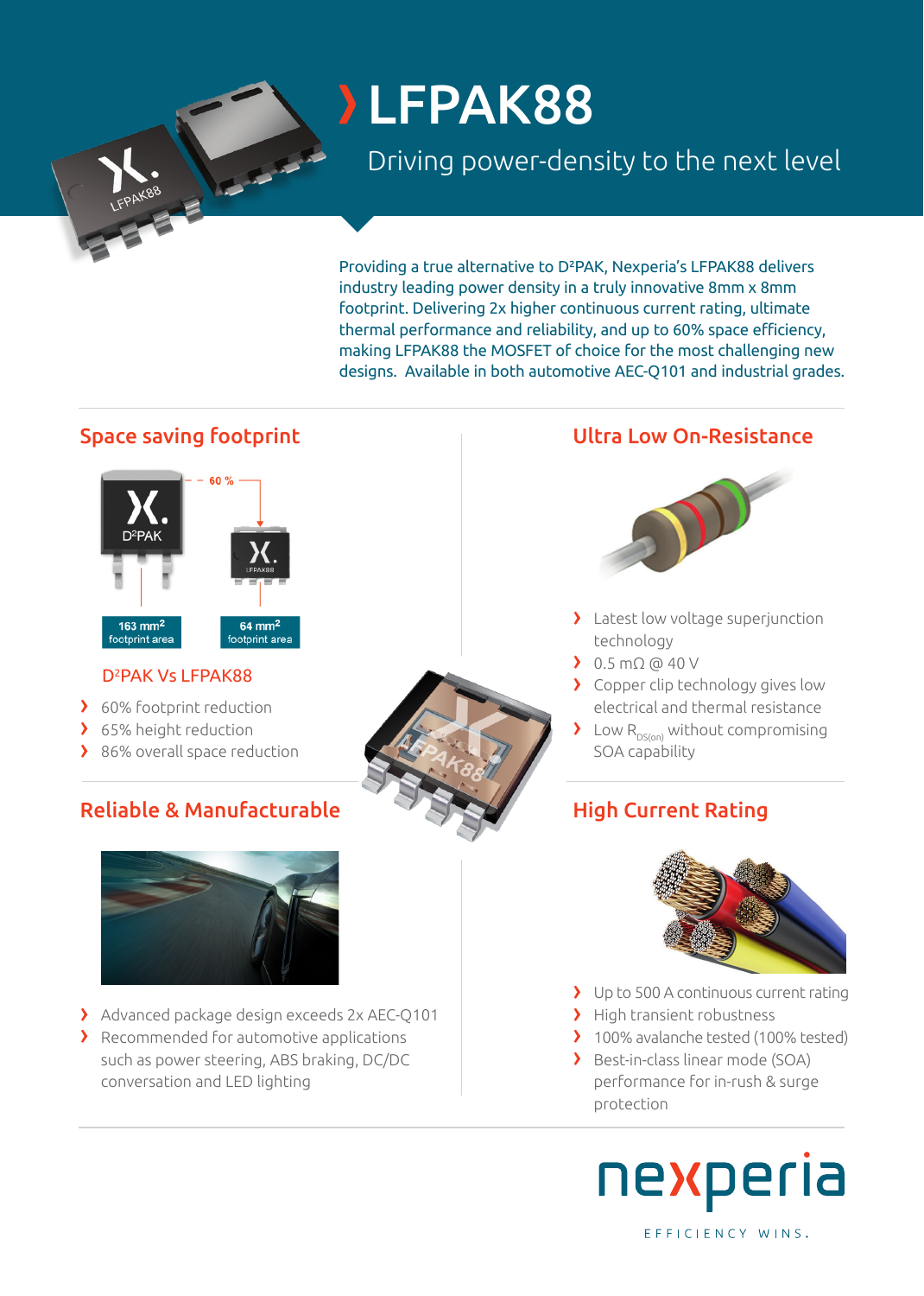# LFPAK88

## Driving power-density to the next level

Providing a true alternative to D²PAK, Nexperia's LFPAK88 delivers industry leading power density in a truly innovative 8mm x 8mm footprint. Delivering 2x higher continuous current rating, ultimate thermal performance and reliability, and up to 60% space efficiency, making LFPAK88 the MOSFET of choice for the most challenging new designs. Available in both automotive AEC-Q101 and industrial grades.

## Space saving footprint

60 %

D²PAK — 163 mm² footprint area

LFPAK88 — 64 mm² footprint area

### D²PAK Vs LFPAK88

- 60% footprint reduction
- 65% height reduction
- 86% overall space reduction

## Ultra Low On-Resistance

- Latest low voltage superjunction technology
- 0.5 mΩ @ 40 V
- Copper clip technology gives low electrical and thermal resistance
- Low $R_{DS(on)}$ without compromising SOA capability

## Reliable & Manufacturable

- Advanced package design exceeds 2x AEC-Q101
- Recommended for automotive applications such as power steering, ABS braking, DC/DC conversation and LED lighting

## High Current Rating

- Up to 500 A continuous current rating
- High transient robustness
- 100% avalanche tested (100% tested)
- Best-in-class linear mode (SOA) performance for in-rush & surge protection

nexperia

EFFICIENCY WINS.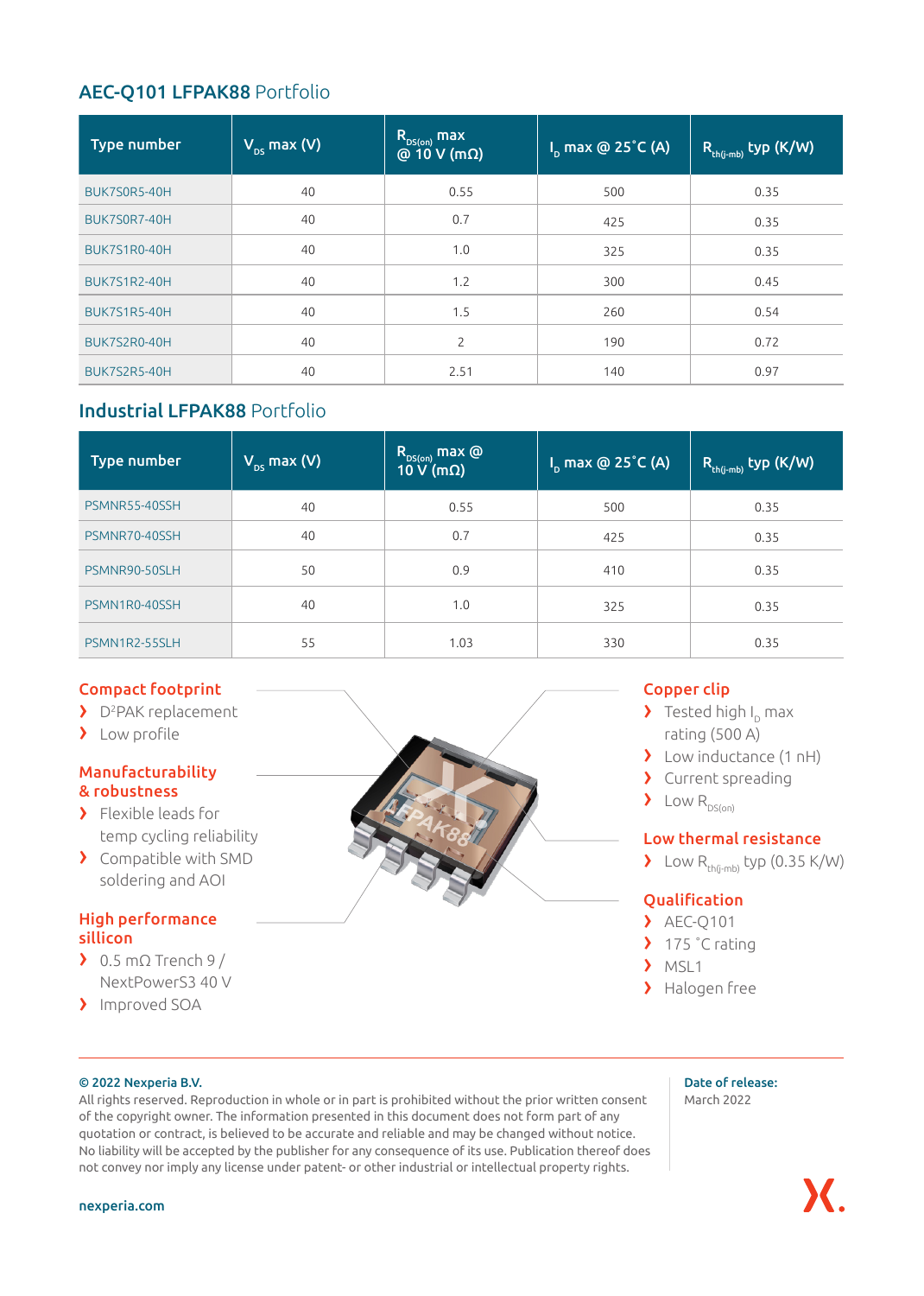## AEC-Q101 LFPAK88 Portfolio

| Type number | $V_{DS}$ max (V) | $R_{DS(on)}$ max @ 10 V (mΩ) | $I_D$ max @ 25˚C (A) | $R_{th(j-mb)}$ typ (K/W) |
|---|---|---|---|---|
| BUK7S0R5-40H | 40 | 0.55 | 500 | 0.35 |
| BUK7S0R7-40H | 40 | 0.7 | 425 | 0.35 |
| BUK7S1R0-40H | 40 | 1.0 | 325 | 0.35 |
| BUK7S1R2-40H | 40 | 1.2 | 300 | 0.45 |
| BUK7S1R5-40H | 40 | 1.5 | 260 | 0.54 |
| BUK7S2R0-40H | 40 | 2 | 190 | 0.72 |
| BUK7S2R5-40H | 40 | 2.51 | 140 | 0.97 |

## Industrial LFPAK88 Portfolio

| Type number | $V_{DS}$ max (V) | $R_{DS(on)}$ max @ 10 V (mΩ) | $I_D$ max @ 25˚C (A) | $R_{th(j-mb)}$ typ (K/W) |
|---|---|---|---|---|
| PSMNR55-40SSH | 40 | 0.55 | 500 | 0.35 |
| PSMNR70-40SSH | 40 | 0.7 | 425 | 0.35 |
| PSMNR90-50SLH | 50 | 0.9 | 410 | 0.35 |
| PSMN1R0-40SSH | 40 | 1.0 | 325 | 0.35 |
| PSMN1R2-55SLH | 55 | 1.03 | 330 | 0.35 |

### Compact footprint
- D²PAK replacement
- Low profile

### Manufacturability & robustness
- Flexible leads for temp cycling reliability
- Compatible with SMD soldering and AOI

### High performance sillicon
- 0.5 mΩ Trench 9 / NextPowerS3 40 V
- Improved SOA

### Copper clip
- Tested high $I_D$ max rating (500 A)
- Low inductance (1 nH)
- Current spreading
- Low $R_{DS(on)}$

### Low thermal resistance
- Low $R_{th(j-mb)}$ typ (0.35 K/W)

### Qualification
- AEC-Q101
- 175 ˚C rating
- MSL1
- Halogen free

**© 2022 Nexperia B.V.**
All rights reserved. Reproduction in whole or in part is prohibited without the prior written consent of the copyright owner. The information presented in this document does not form part of any quotation or contract, is believed to be accurate and reliable and may be changed without notice. No liability will be accepted by the publisher for any consequence of its use. Publication thereof does not convey nor imply any license under patent- or other industrial or intellectual property rights.

**Date of release:**
March 2022

nexperia.com